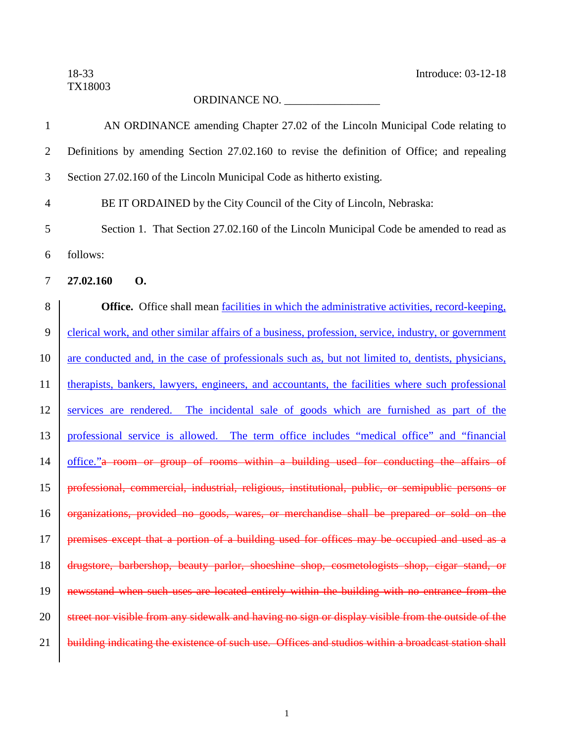18-33
TX18003

Introduce: 03-12-18

ORDINANCE NO. _________________

AN ORDINANCE amending Chapter 27.02 of the Lincoln Municipal Code relating to Definitions by amending Section 27.02.160 to revise the definition of Office; and repealing Section 27.02.160 of the Lincoln Municipal Code as hitherto existing.

BE IT ORDAINED by the City Council of the City of Lincoln, Nebraska:

Section 1. That Section 27.02.160 of the Lincoln Municipal Code be amended to read as follows:

**27.02.160 O.**

**Office.** Office shall mean facilities in which the administrative activities, record-keeping, clerical work, and other similar affairs of a business, profession, service, industry, or government are conducted and, in the case of professionals such as, but not limited to, dentists, physicians, therapists, bankers, lawyers, engineers, and accountants, the facilities where such professional services are rendered. The incidental sale of goods which are furnished as part of the professional service is allowed. The term office includes "medical office" and "financial office."~~a room or group of rooms within a building used for conducting the affairs of professional, commercial, industrial, religious, institutional, public, or semipublic persons or organizations, provided no goods, wares, or merchandise shall be prepared or sold on the premises except that a portion of a building used for offices may be occupied and used as a drugstore, barbershop, beauty parlor, shoeshine shop, cosmetologists shop, cigar stand, or newsstand when such uses are located entirely within the building with no entrance from the street nor visible from any sidewalk and having no sign or display visible from the outside of the building indicating the existence of such use. Offices and studios within a broadcast station shall~~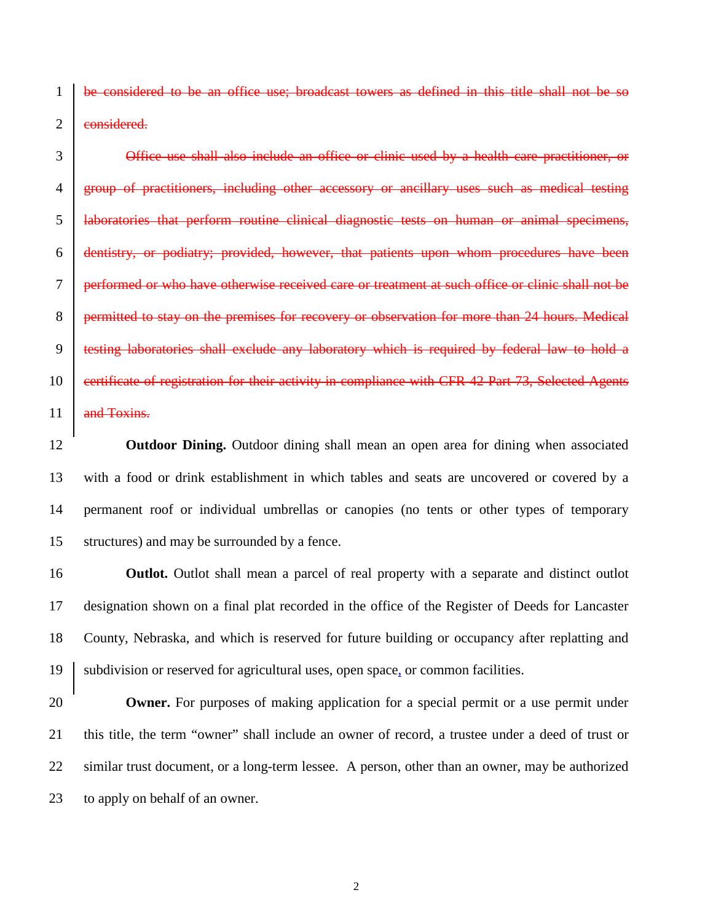~~be considered to be an office use; broadcast towers as defined in this title shall not be so considered.~~

~~Office use shall also include an office or clinic used by a health care practitioner, or group of practitioners, including other accessory or ancillary uses such as medical testing laboratories that perform routine clinical diagnostic tests on human or animal specimens, dentistry, or podiatry; provided, however, that patients upon whom procedures have been performed or who have otherwise received care or treatment at such office or clinic shall not be permitted to stay on the premises for recovery or observation for more than 24 hours. Medical testing laboratories shall exclude any laboratory which is required by federal law to hold a certificate of registration for their activity in compliance with CFR 42 Part 73, Selected Agents and Toxins.~~

**Outdoor Dining.** Outdoor dining shall mean an open area for dining when associated with a food or drink establishment in which tables and seats are uncovered or covered by a permanent roof or individual umbrellas or canopies (no tents or other types of temporary structures) and may be surrounded by a fence.

**Outlot.** Outlot shall mean a parcel of real property with a separate and distinct outlot designation shown on a final plat recorded in the office of the Register of Deeds for Lancaster County, Nebraska, and which is reserved for future building or occupancy after replatting and subdivision or reserved for agricultural uses, open space, or common facilities.

**Owner.** For purposes of making application for a special permit or a use permit under this title, the term "owner" shall include an owner of record, a trustee under a deed of trust or similar trust document, or a long-term lessee. A person, other than an owner, may be authorized to apply on behalf of an owner.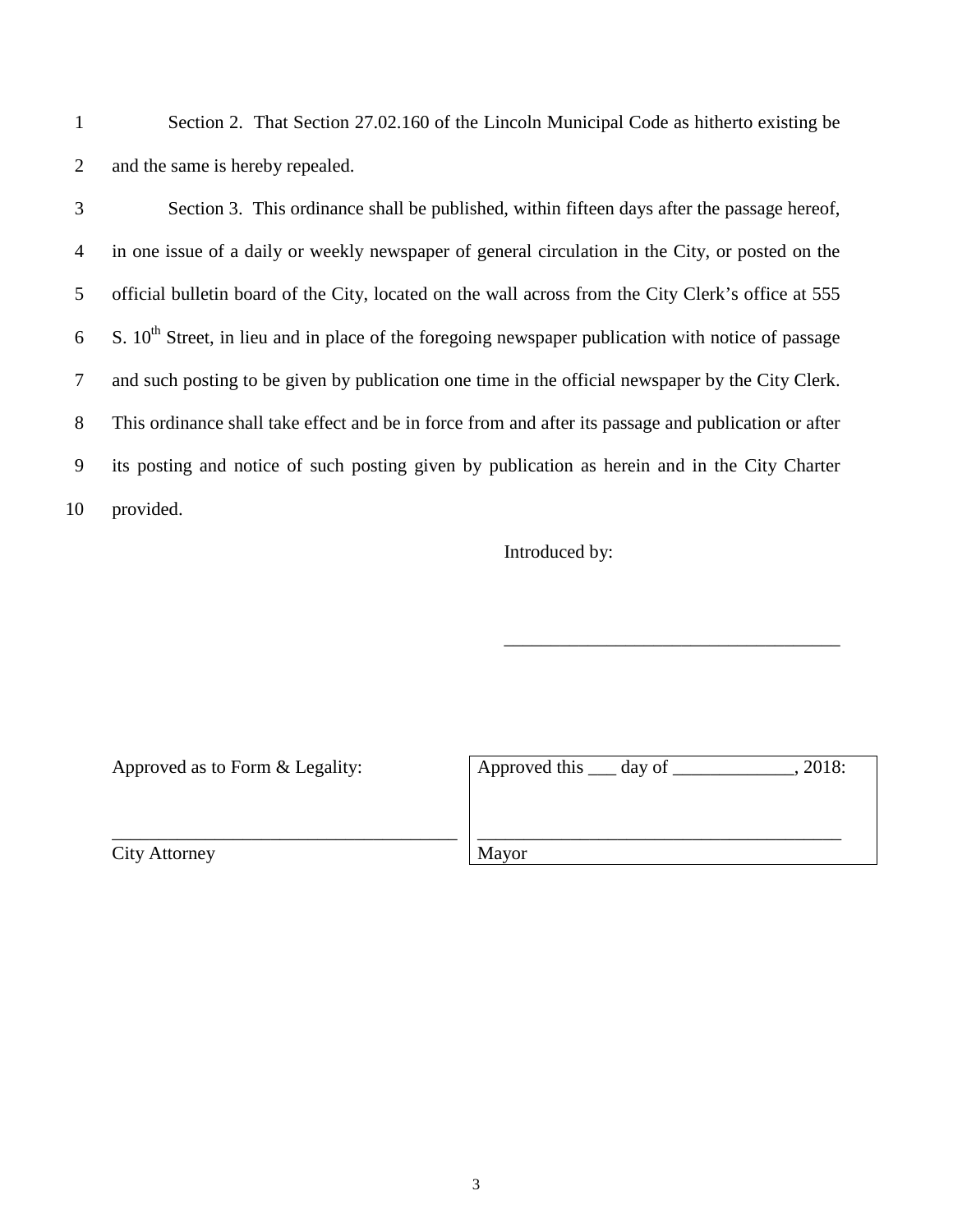Section 2. That Section 27.02.160 of the Lincoln Municipal Code as hitherto existing be and the same is hereby repealed.

Section 3. This ordinance shall be published, within fifteen days after the passage hereof, in one issue of a daily or weekly newspaper of general circulation in the City, or posted on the official bulletin board of the City, located on the wall across from the City Clerk's office at 555 S. 10th Street, in lieu and in place of the foregoing newspaper publication with notice of passage and such posting to be given by publication one time in the official newspaper by the City Clerk. This ordinance shall take effect and be in force from and after its passage and publication or after its posting and notice of such posting given by publication as herein and in the City Charter provided.

Introduced by:

\_\_\_\_\_\_\_\_\_\_\_\_\_\_\_\_\_\_\_\_\_\_\_\_\_\_\_\_\_\_\_\_\_\_\_\_

Approved as to Form & Legality:

\_\_\_\_\_\_\_\_\_\_\_\_\_\_\_\_\_\_\_\_\_\_\_\_\_\_\_\_\_\_\_\_\_\_\_\_
City Attorney

Approved this \_\_\_ day of \_\_\_\_\_\_\_\_\_\_\_\_\_, 2018:

\_\_\_\_\_\_\_\_\_\_\_\_\_\_\_\_\_\_\_\_\_\_\_\_\_\_\_\_\_\_\_\_\_\_\_\_
Mayor